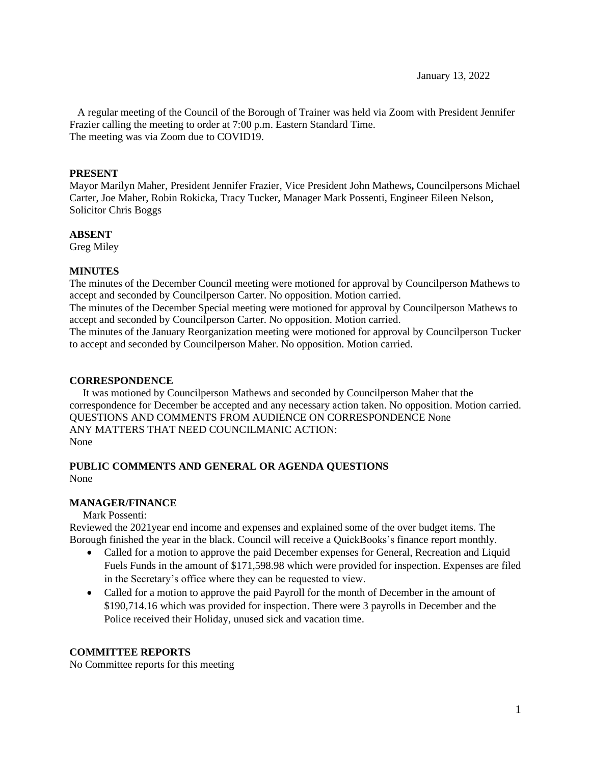January 13, 2022

A regular meeting of the Council of the Borough of Trainer was held via Zoom with President Jennifer Frazier calling the meeting to order at 7:00 p.m. Eastern Standard Time.
The meeting was via Zoom due to COVID19.

**PRESENT**

Mayor Marilyn Maher, President Jennifer Frazier, Vice President John Mathews**,** Councilpersons Michael Carter, Joe Maher, Robin Rokicka, Tracy Tucker, Manager Mark Possenti, Engineer Eileen Nelson, Solicitor Chris Boggs

**ABSENT**

Greg Miley

**MINUTES**

The minutes of the December Council meeting were motioned for approval by Councilperson Mathews to accept and seconded by Councilperson Carter. No opposition. Motion carried.
The minutes of the December Special meeting were motioned for approval by Councilperson Mathews to accept and seconded by Councilperson Carter. No opposition. Motion carried.
The minutes of the January Reorganization meeting were motioned for approval by Councilperson Tucker to accept and seconded by Councilperson Maher. No opposition. Motion carried.

**CORRESPONDENCE**

It was motioned by Councilperson Mathews and seconded by Councilperson Maher that the correspondence for December be accepted and any necessary action taken. No opposition. Motion carried.
QUESTIONS AND COMMENTS FROM AUDIENCE ON CORRESPONDENCE None
ANY MATTERS THAT NEED COUNCILMANIC ACTION:
None

**PUBLIC COMMENTS AND GENERAL OR AGENDA QUESTIONS**

None

**MANAGER/FINANCE**

Mark Possenti:

Reviewed the 2021year end income and expenses and explained some of the over budget items. The Borough finished the year in the black. Council will receive a QuickBooks's finance report monthly.

- Called for a motion to approve the paid December expenses for General, Recreation and Liquid Fuels Funds in the amount of $171,598.98 which were provided for inspection. Expenses are filed in the Secretary's office where they can be requested to view.
- Called for a motion to approve the paid Payroll for the month of December in the amount of $190,714.16 which was provided for inspection. There were 3 payrolls in December and the Police received their Holiday, unused sick and vacation time.

**COMMITTEE REPORTS**

No Committee reports for this meeting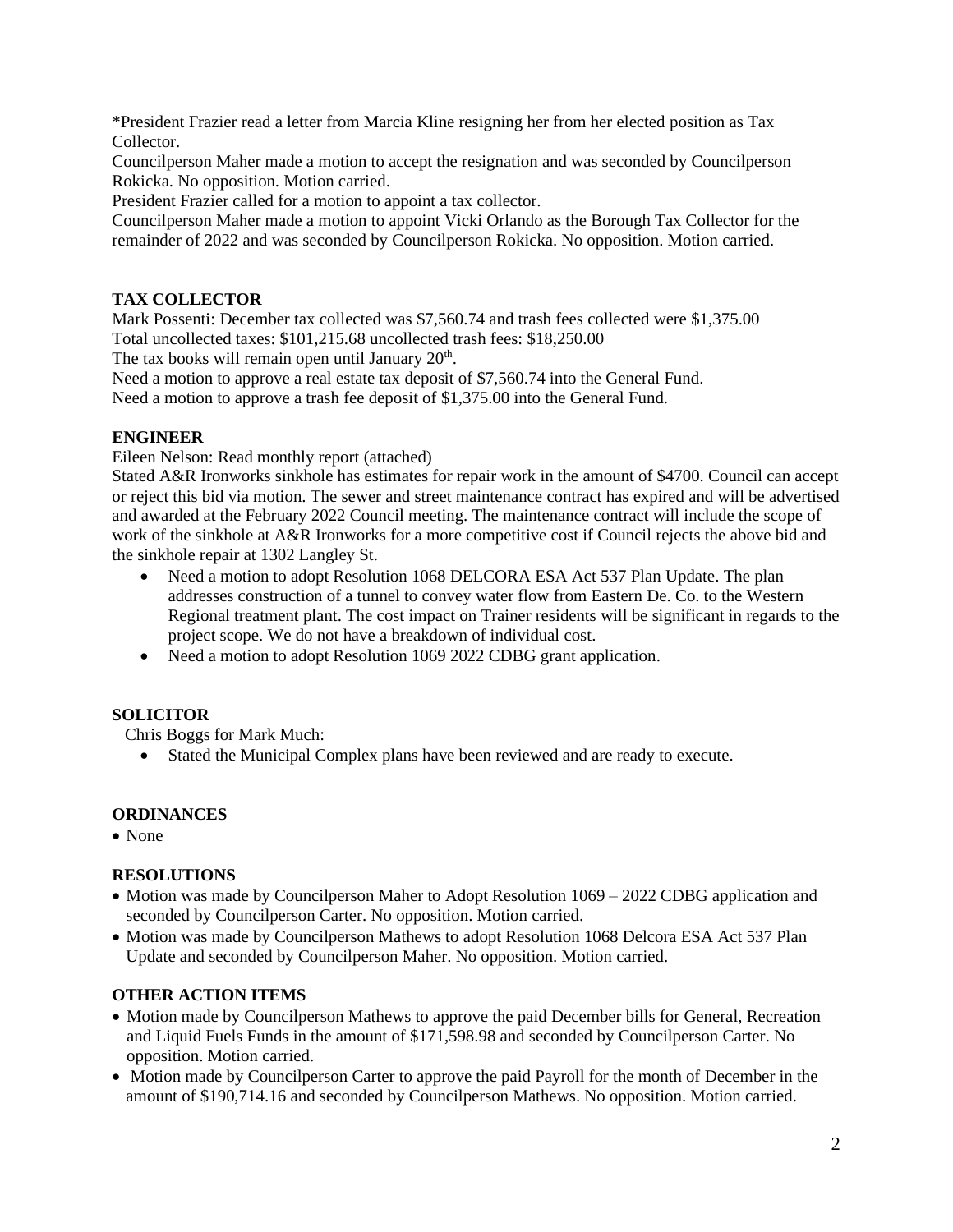*President Frazier read a letter from Marcia Kline resigning her from her elected position as Tax Collector.
Councilperson Maher made a motion to accept the resignation and was seconded by Councilperson Rokicka. No opposition. Motion carried.
President Frazier called for a motion to appoint a tax collector.
Councilperson Maher made a motion to appoint Vicki Orlando as the Borough Tax Collector for the remainder of 2022 and was seconded by Councilperson Rokicka. No opposition. Motion carried.

**TAX COLLECTOR**

Mark Possenti: December tax collected was $7,560.74 and trash fees collected were $1,375.00
Total uncollected taxes: $101,215.68 uncollected trash fees: $18,250.00
The tax books will remain open until January 20th.
Need a motion to approve a real estate tax deposit of $7,560.74 into the General Fund.
Need a motion to approve a trash fee deposit of $1,375.00 into the General Fund.

**ENGINEER**

Eileen Nelson: Read monthly report (attached)
Stated A&R Ironworks sinkhole has estimates for repair work in the amount of $4700. Council can accept or reject this bid via motion. The sewer and street maintenance contract has expired and will be advertised and awarded at the February 2022 Council meeting. The maintenance contract will include the scope of work of the sinkhole at A&R Ironworks for a more competitive cost if Council rejects the above bid and the sinkhole repair at 1302 Langley St.

- Need a motion to adopt Resolution 1068 DELCORA ESA Act 537 Plan Update. The plan addresses construction of a tunnel to convey water flow from Eastern De. Co. to the Western Regional treatment plant. The cost impact on Trainer residents will be significant in regards to the project scope. We do not have a breakdown of individual cost.
- Need a motion to adopt Resolution 1069 2022 CDBG grant application.

**SOLICITOR**

Chris Boggs for Mark Much:

- Stated the Municipal Complex plans have been reviewed and are ready to execute.

**ORDINANCES**

- None

**RESOLUTIONS**

- Motion was made by Councilperson Maher to Adopt Resolution 1069 – 2022 CDBG application and seconded by Councilperson Carter. No opposition. Motion carried.
- Motion was made by Councilperson Mathews to adopt Resolution 1068 Delcora ESA Act 537 Plan Update and seconded by Councilperson Maher. No opposition. Motion carried.

**OTHER ACTION ITEMS**

- Motion made by Councilperson Mathews to approve the paid December bills for General, Recreation and Liquid Fuels Funds in the amount of $171,598.98 and seconded by Councilperson Carter. No opposition. Motion carried.
- Motion made by Councilperson Carter to approve the paid Payroll for the month of December in the amount of $190,714.16 and seconded by Councilperson Mathews. No opposition. Motion carried.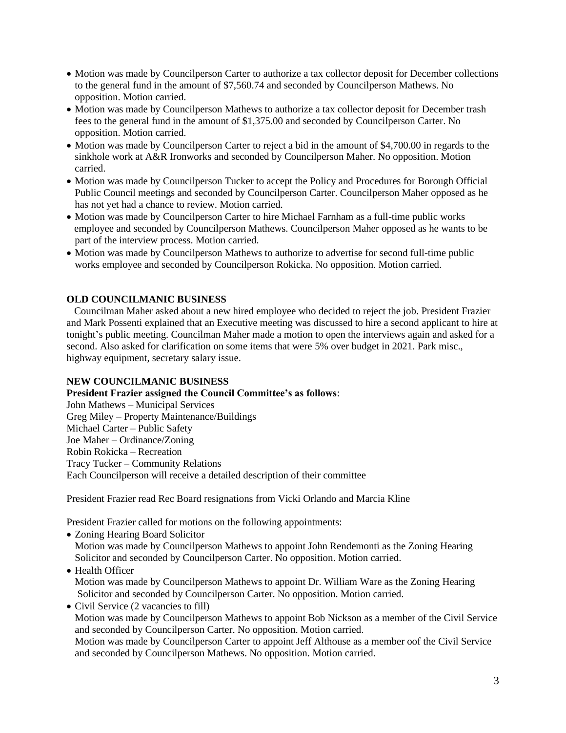- Motion was made by Councilperson Carter to authorize a tax collector deposit for December collections to the general fund in the amount of $7,560.74 and seconded by Councilperson Mathews. No opposition. Motion carried.
- Motion was made by Councilperson Mathews to authorize a tax collector deposit for December trash fees to the general fund in the amount of $1,375.00 and seconded by Councilperson Carter. No opposition. Motion carried.
- Motion was made by Councilperson Carter to reject a bid in the amount of $4,700.00 in regards to the sinkhole work at A&R Ironworks and seconded by Councilperson Maher. No opposition. Motion carried.
- Motion was made by Councilperson Tucker to accept the Policy and Procedures for Borough Official Public Council meetings and seconded by Councilperson Carter. Councilperson Maher opposed as he has not yet had a chance to review. Motion carried.
- Motion was made by Councilperson Carter to hire Michael Farnham as a full-time public works employee and seconded by Councilperson Mathews. Councilperson Maher opposed as he wants to be part of the interview process. Motion carried.
- Motion was made by Councilperson Mathews to authorize to advertise for second full-time public works employee and seconded by Councilperson Rokicka. No opposition. Motion carried.

**OLD COUNCILMANIC BUSINESS**

Councilman Maher asked about a new hired employee who decided to reject the job. President Frazier and Mark Possenti explained that an Executive meeting was discussed to hire a second applicant to hire at tonight's public meeting. Councilman Maher made a motion to open the interviews again and asked for a second. Also asked for clarification on some items that were 5% over budget in 2021. Park misc., highway equipment, secretary salary issue.

**NEW COUNCILMANIC BUSINESS**

**President Frazier assigned the Council Committee's as follows**:

John Mathews – Municipal Services
Greg Miley – Property Maintenance/Buildings
Michael Carter – Public Safety
Joe Maher – Ordinance/Zoning
Robin Rokicka – Recreation
Tracy Tucker – Community Relations
Each Councilperson will receive a detailed description of their committee

President Frazier read Rec Board resignations from Vicki Orlando and Marcia Kline

President Frazier called for motions on the following appointments:

- Zoning Hearing Board Solicitor
  Motion was made by Councilperson Mathews to appoint John Rendemonti as the Zoning Hearing Solicitor and seconded by Councilperson Carter. No opposition. Motion carried.
- Health Officer
  Motion was made by Councilperson Mathews to appoint Dr. William Ware as the Zoning Hearing Solicitor and seconded by Councilperson Carter. No opposition. Motion carried.
- Civil Service (2 vacancies to fill)
  Motion was made by Councilperson Mathews to appoint Bob Nickson as a member of the Civil Service and seconded by Councilperson Carter. No opposition. Motion carried.
  Motion was made by Councilperson Carter to appoint Jeff Althouse as a member oof the Civil Service and seconded by Councilperson Mathews. No opposition. Motion carried.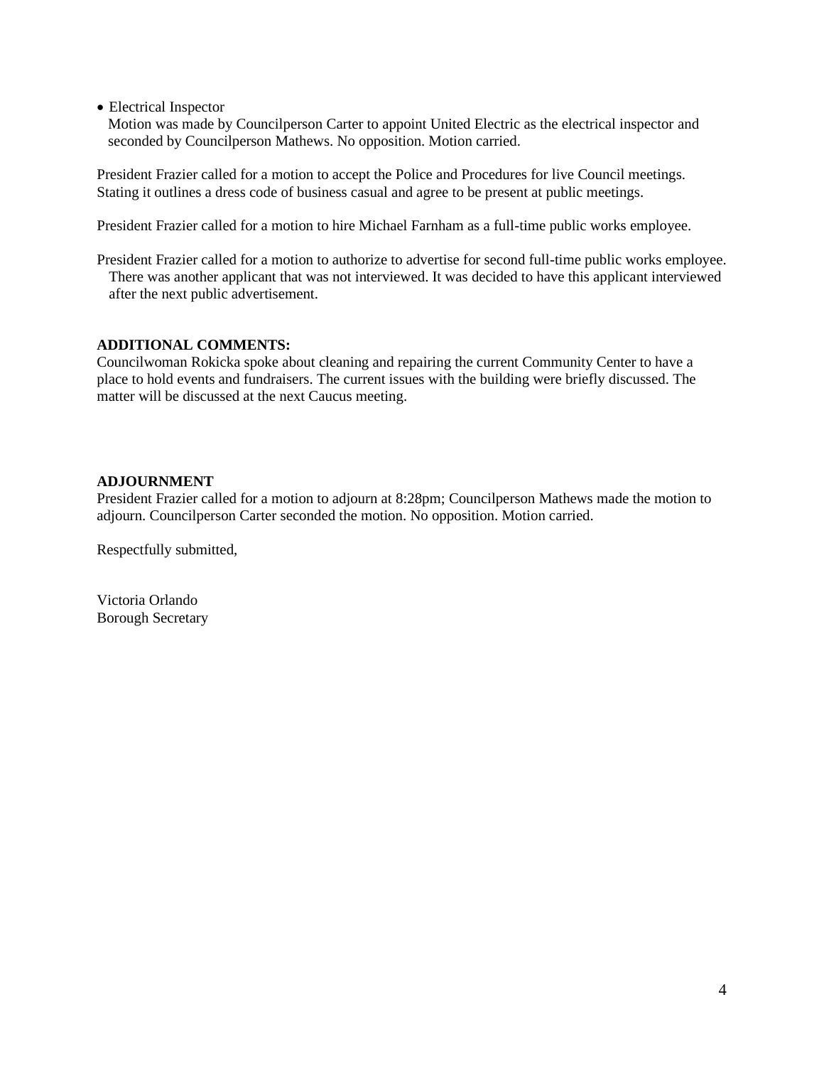- Electrical Inspector
  Motion was made by Councilperson Carter to appoint United Electric as the electrical inspector and seconded by Councilperson Mathews. No opposition. Motion carried.

President Frazier called for a motion to accept the Police and Procedures for live Council meetings. Stating it outlines a dress code of business casual and agree to be present at public meetings.

President Frazier called for a motion to hire Michael Farnham as a full-time public works employee.

President Frazier called for a motion to authorize to advertise for second full-time public works employee. There was another applicant that was not interviewed. It was decided to have this applicant interviewed after the next public advertisement.

**ADDITIONAL COMMENTS:**
Councilwoman Rokicka spoke about cleaning and repairing the current Community Center to have a place to hold events and fundraisers. The current issues with the building were briefly discussed. The matter will be discussed at the next Caucus meeting.

**ADJOURNMENT**
President Frazier called for a motion to adjourn at 8:28pm; Councilperson Mathews made the motion to adjourn. Councilperson Carter seconded the motion. No opposition. Motion carried.

Respectfully submitted,

Victoria Orlando
Borough Secretary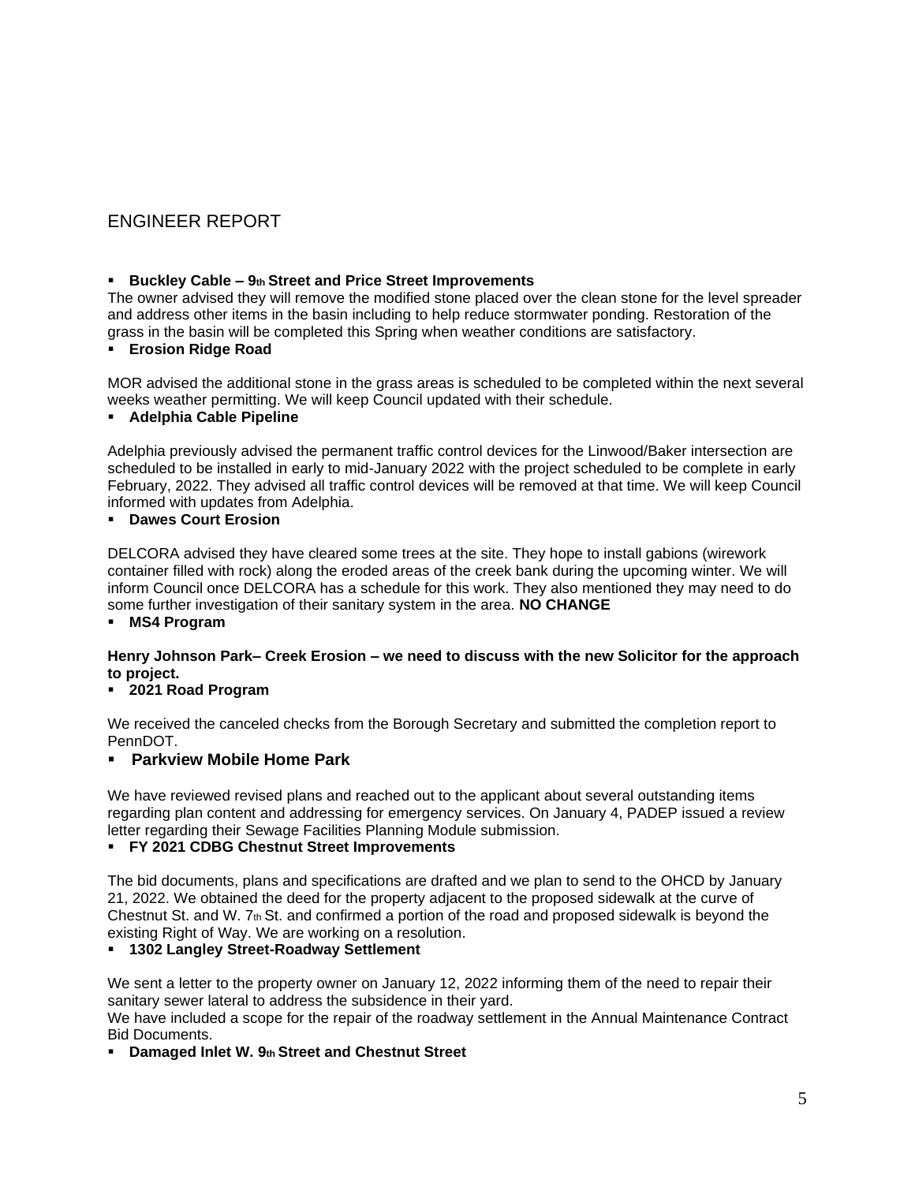# ENGINEER REPORT

- **Buckley Cable – 9th Street and Price Street Improvements**

The owner advised they will remove the modified stone placed over the clean stone for the level spreader and address other items in the basin including to help reduce stormwater ponding. Restoration of the grass in the basin will be completed this Spring when weather conditions are satisfactory.

- **Erosion Ridge Road**

MOR advised the additional stone in the grass areas is scheduled to be completed within the next several weeks weather permitting. We will keep Council updated with their schedule.

- **Adelphia Cable Pipeline**

Adelphia previously advised the permanent traffic control devices for the Linwood/Baker intersection are scheduled to be installed in early to mid-January 2022 with the project scheduled to be complete in early February, 2022. They advised all traffic control devices will be removed at that time. We will keep Council informed with updates from Adelphia.

- **Dawes Court Erosion**

DELCORA advised they have cleared some trees at the site. They hope to install gabions (wirework container filled with rock) along the eroded areas of the creek bank during the upcoming winter. We will inform Council once DELCORA has a schedule for this work. They also mentioned they may need to do some further investigation of their sanitary system in the area. **NO CHANGE**

- **MS4 Program**

**Henry Johnson Park– Creek Erosion – we need to discuss with the new Solicitor for the approach to project.**

- **2021 Road Program**

We received the canceled checks from the Borough Secretary and submitted the completion report to PennDOT.

- **Parkview Mobile Home Park**

We have reviewed revised plans and reached out to the applicant about several outstanding items regarding plan content and addressing for emergency services. On January 4, PADEP issued a review letter regarding their Sewage Facilities Planning Module submission.

- **FY 2021 CDBG Chestnut Street Improvements**

The bid documents, plans and specifications are drafted and we plan to send to the OHCD by January 21, 2022. We obtained the deed for the property adjacent to the proposed sidewalk at the curve of Chestnut St. and W. 7th St. and confirmed a portion of the road and proposed sidewalk is beyond the existing Right of Way. We are working on a resolution.

- **1302 Langley Street-Roadway Settlement**

We sent a letter to the property owner on January 12, 2022 informing them of the need to repair their sanitary sewer lateral to address the subsidence in their yard.
We have included a scope for the repair of the roadway settlement in the Annual Maintenance Contract Bid Documents.

- **Damaged Inlet W. 9th Street and Chestnut Street**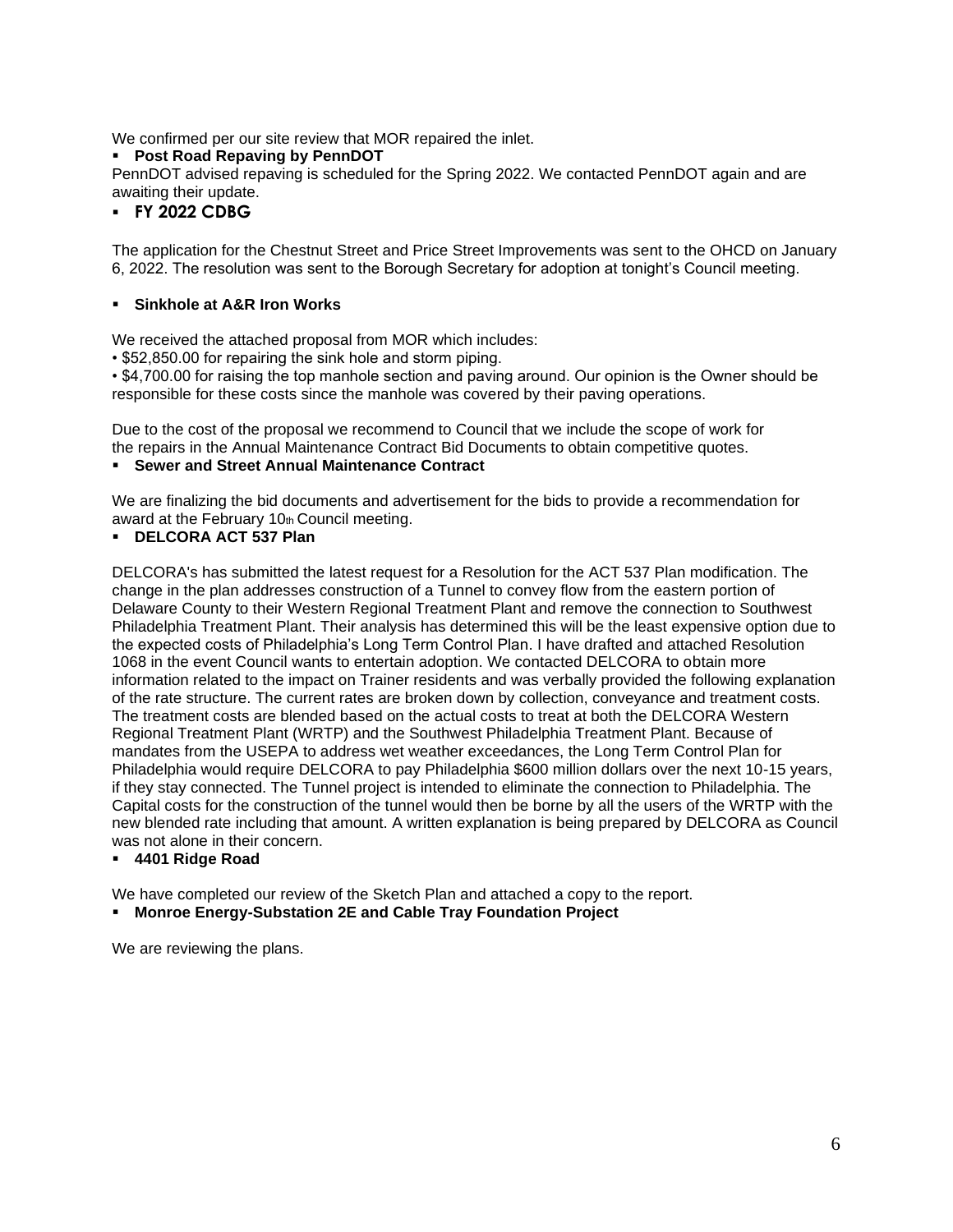We confirmed per our site review that MOR repaired the inlet.

- **Post Road Repaving by PennDOT**

PennDOT advised repaving is scheduled for the Spring 2022. We contacted PennDOT again and are awaiting their update.

- **FY 2022 CDBG**

The application for the Chestnut Street and Price Street Improvements was sent to the OHCD on January 6, 2022. The resolution was sent to the Borough Secretary for adoption at tonight's Council meeting.

- **Sinkhole at A&R Iron Works**

We received the attached proposal from MOR which includes:

• $52,850.00 for repairing the sink hole and storm piping.

• $4,700.00 for raising the top manhole section and paving around. Our opinion is the Owner should be responsible for these costs since the manhole was covered by their paving operations.

Due to the cost of the proposal we recommend to Council that we include the scope of work for the repairs in the Annual Maintenance Contract Bid Documents to obtain competitive quotes.

- **Sewer and Street Annual Maintenance Contract**

We are finalizing the bid documents and advertisement for the bids to provide a recommendation for award at the February 10th Council meeting.

- **DELCORA ACT 537 Plan**

DELCORA's has submitted the latest request for a Resolution for the ACT 537 Plan modification. The change in the plan addresses construction of a Tunnel to convey flow from the eastern portion of Delaware County to their Western Regional Treatment Plant and remove the connection to Southwest Philadelphia Treatment Plant. Their analysis has determined this will be the least expensive option due to the expected costs of Philadelphia's Long Term Control Plan. I have drafted and attached Resolution 1068 in the event Council wants to entertain adoption. We contacted DELCORA to obtain more information related to the impact on Trainer residents and was verbally provided the following explanation of the rate structure. The current rates are broken down by collection, conveyance and treatment costs. The treatment costs are blended based on the actual costs to treat at both the DELCORA Western Regional Treatment Plant (WRTP) and the Southwest Philadelphia Treatment Plant. Because of mandates from the USEPA to address wet weather exceedances, the Long Term Control Plan for Philadelphia would require DELCORA to pay Philadelphia $600 million dollars over the next 10-15 years, if they stay connected. The Tunnel project is intended to eliminate the connection to Philadelphia. The Capital costs for the construction of the tunnel would then be borne by all the users of the WRTP with the new blended rate including that amount. A written explanation is being prepared by DELCORA as Council was not alone in their concern.

- **4401 Ridge Road**

We have completed our review of the Sketch Plan and attached a copy to the report.

- **Monroe Energy-Substation 2E and Cable Tray Foundation Project**

We are reviewing the plans.